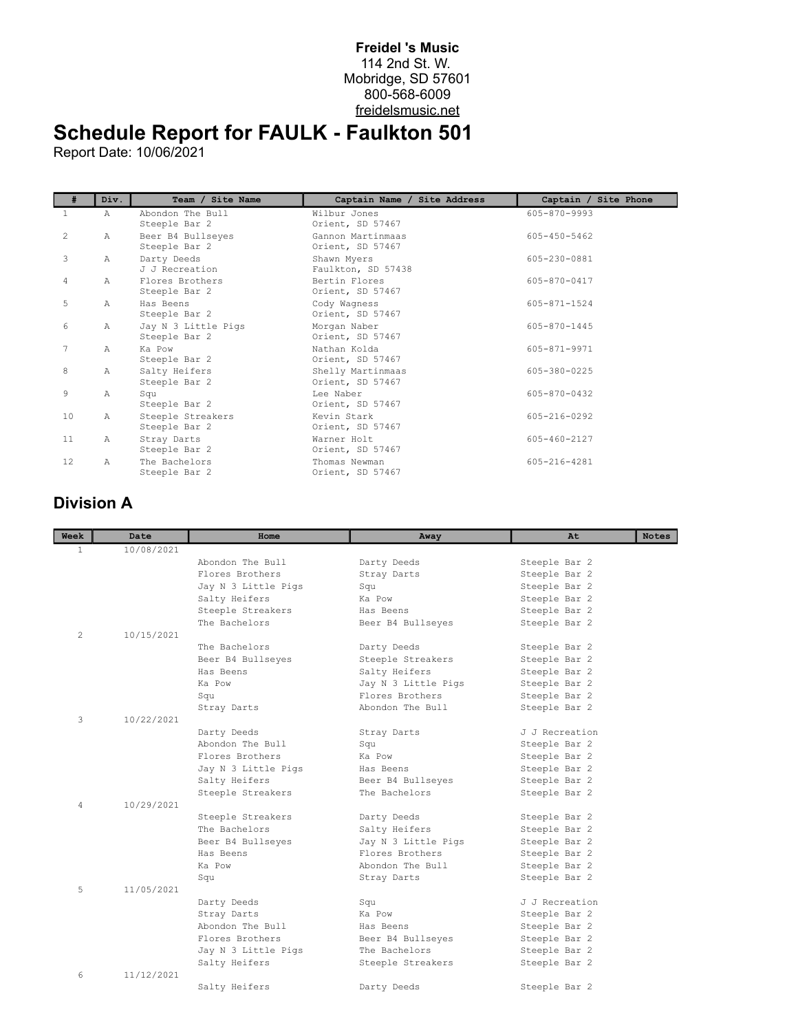**Freidel 's Music**
114 2nd St. W.
Mobridge, SD 57601
800-568-6009
freidelsmusic.net

# Schedule Report for FAULK - Faulkton 501

Report Date: 10/06/2021

| # | Div. | Team / Site Name | Captain Name / Site Address | Captain / Site Phone |
|---|---|---|---|---|
| 1 | A | Abondon The Bull<br>Steeple Bar 2 | Wilbur Jones<br>Orient, SD 57467 | 605-870-9993 |
| 2 | A | Beer B4 Bullseyes<br>Steeple Bar 2 | Gannon Martinmaas<br>Orient, SD 57467 | 605-450-5462 |
| 3 | A | Darty Deeds<br>J J Recreation | Shawn Myers<br>Faulkton, SD 57438 | 605-230-0881 |
| 4 | A | Flores Brothers<br>Steeple Bar 2 | Bertin Flores<br>Orient, SD 57467 | 605-870-0417 |
| 5 | A | Has Beens<br>Steeple Bar 2 | Cody Wagness<br>Orient, SD 57467 | 605-871-1524 |
| 6 | A | Jay N 3 Little Pigs<br>Steeple Bar 2 | Morgan Naber<br>Orient, SD 57467 | 605-870-1445 |
| 7 | A | Ka Pow<br>Steeple Bar 2 | Nathan Kolda<br>Orient, SD 57467 | 605-871-9971 |
| 8 | A | Salty Heifers<br>Steeple Bar 2 | Shelly Martinmaas<br>Orient, SD 57467 | 605-380-0225 |
| 9 | A | Squ<br>Steeple Bar 2 | Lee Naber<br>Orient, SD 57467 | 605-870-0432 |
| 10 | A | Steeple Streakers<br>Steeple Bar 2 | Kevin Stark<br>Orient, SD 57467 | 605-216-0292 |
| 11 | A | Stray Darts<br>Steeple Bar 2 | Warner Holt<br>Orient, SD 57467 | 605-460-2127 |
| 12 | A | The Bachelors<br>Steeple Bar 2 | Thomas Newman<br>Orient, SD 57467 | 605-216-4281 |

## Division A

| Week | Date | Home | Away | At | Notes |
|---|---|---|---|---|---|
| 1 | 10/08/2021 | | | | |
| | | Abondon The Bull | Darty Deeds | Steeple Bar 2 | |
| | | Flores Brothers | Stray Darts | Steeple Bar 2 | |
| | | Jay N 3 Little Pigs | Squ | Steeple Bar 2 | |
| | | Salty Heifers | Ka Pow | Steeple Bar 2 | |
| | | Steeple Streakers | Has Beens | Steeple Bar 2 | |
| | | The Bachelors | Beer B4 Bullseyes | Steeple Bar 2 | |
| 2 | 10/15/2021 | | | | |
| | | The Bachelors | Darty Deeds | Steeple Bar 2 | |
| | | Beer B4 Bullseyes | Steeple Streakers | Steeple Bar 2 | |
| | | Has Beens | Salty Heifers | Steeple Bar 2 | |
| | | Ka Pow | Jay N 3 Little Pigs | Steeple Bar 2 | |
| | | Squ | Flores Brothers | Steeple Bar 2 | |
| | | Stray Darts | Abondon The Bull | Steeple Bar 2 | |
| 3 | 10/22/2021 | | | | |
| | | Darty Deeds | Stray Darts | J J Recreation | |
| | | Abondon The Bull | Squ | Steeple Bar 2 | |
| | | Flores Brothers | Ka Pow | Steeple Bar 2 | |
| | | Jay N 3 Little Pigs | Has Beens | Steeple Bar 2 | |
| | | Salty Heifers | Beer B4 Bullseyes | Steeple Bar 2 | |
| | | Steeple Streakers | The Bachelors | Steeple Bar 2 | |
| 4 | 10/29/2021 | | | | |
| | | Steeple Streakers | Darty Deeds | Steeple Bar 2 | |
| | | The Bachelors | Salty Heifers | Steeple Bar 2 | |
| | | Beer B4 Bullseyes | Jay N 3 Little Pigs | Steeple Bar 2 | |
| | | Has Beens | Flores Brothers | Steeple Bar 2 | |
| | | Ka Pow | Abondon The Bull | Steeple Bar 2 | |
| | | Squ | Stray Darts | Steeple Bar 2 | |
| 5 | 11/05/2021 | | | | |
| | | Darty Deeds | Squ | J J Recreation | |
| | | Stray Darts | Ka Pow | Steeple Bar 2 | |
| | | Abondon The Bull | Has Beens | Steeple Bar 2 | |
| | | Flores Brothers | Beer B4 Bullseyes | Steeple Bar 2 | |
| | | Jay N 3 Little Pigs | The Bachelors | Steeple Bar 2 | |
| | | Salty Heifers | Steeple Streakers | Steeple Bar 2 | |
| 6 | 11/12/2021 | | | | |
| | | Salty Heifers | Darty Deeds | Steeple Bar 2 | |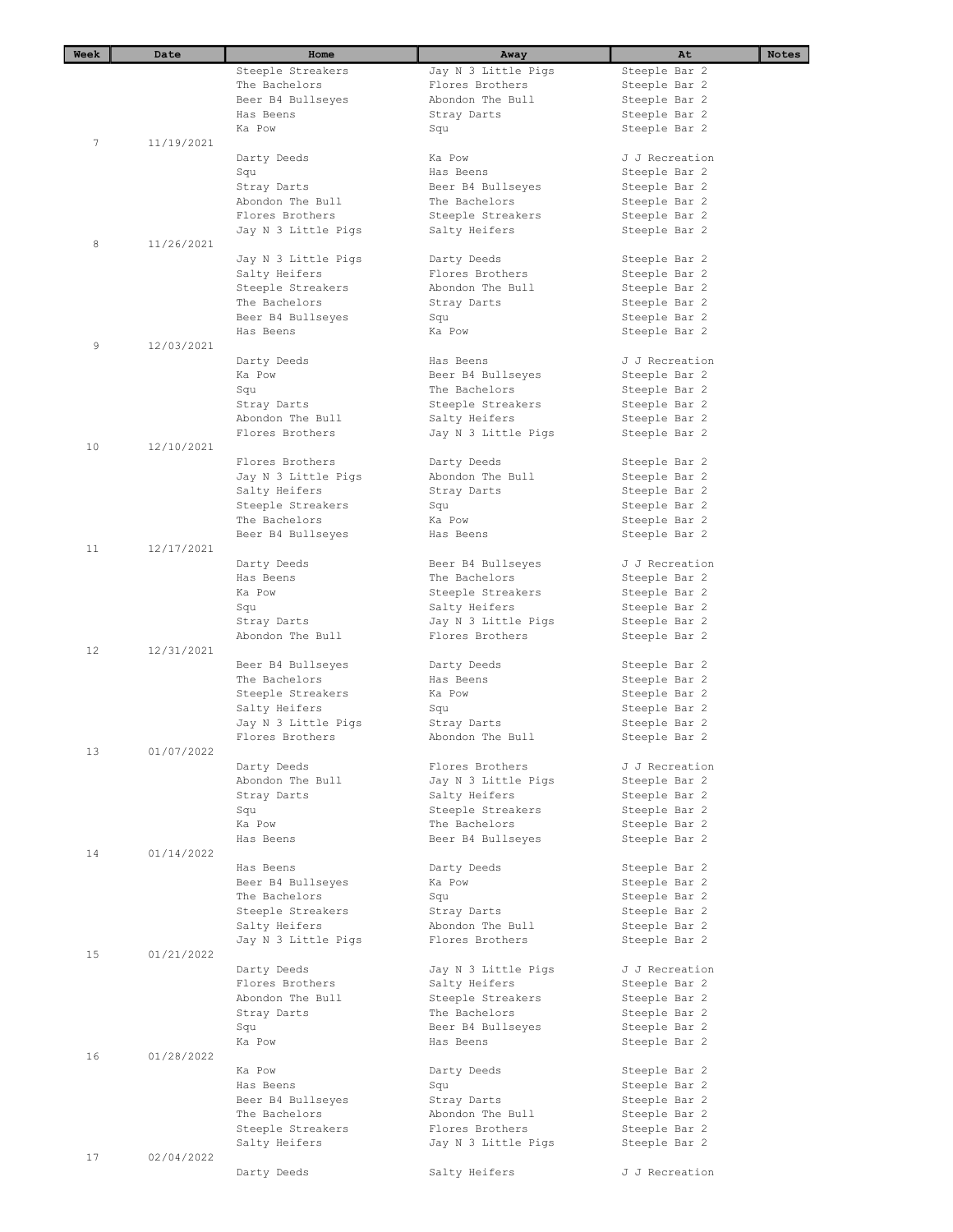| Week | Date | Home | Away | At | Notes |
|---|---|---|---|---|---|
| | | Steeple Streakers | Jay N 3 Little Pigs | Steeple Bar 2 | |
| | | The Bachelors | Flores Brothers | Steeple Bar 2 | |
| | | Beer B4 Bullseyes | Abondon The Bull | Steeple Bar 2 | |
| | | Has Beens | Stray Darts | Steeple Bar 2 | |
| | | Ka Pow | Squ | Steeple Bar 2 | |
| 7 | 11/19/2021 | | | | |
| | | Darty Deeds | Ka Pow | J J Recreation | |
| | | Squ | Has Beens | Steeple Bar 2 | |
| | | Stray Darts | Beer B4 Bullseyes | Steeple Bar 2 | |
| | | Abondon The Bull | The Bachelors | Steeple Bar 2 | |
| | | Flores Brothers | Steeple Streakers | Steeple Bar 2 | |
| | | Jay N 3 Little Pigs | Salty Heifers | Steeple Bar 2 | |
| 8 | 11/26/2021 | | | | |
| | | Jay N 3 Little Pigs | Darty Deeds | Steeple Bar 2 | |
| | | Salty Heifers | Flores Brothers | Steeple Bar 2 | |
| | | Steeple Streakers | Abondon The Bull | Steeple Bar 2 | |
| | | The Bachelors | Stray Darts | Steeple Bar 2 | |
| | | Beer B4 Bullseyes | Squ | Steeple Bar 2 | |
| | | Has Beens | Ka Pow | Steeple Bar 2 | |
| 9 | 12/03/2021 | | | | |
| | | Darty Deeds | Has Beens | J J Recreation | |
| | | Ka Pow | Beer B4 Bullseyes | Steeple Bar 2 | |
| | | Squ | The Bachelors | Steeple Bar 2 | |
| | | Stray Darts | Steeple Streakers | Steeple Bar 2 | |
| | | Abondon The Bull | Salty Heifers | Steeple Bar 2 | |
| | | Flores Brothers | Jay N 3 Little Pigs | Steeple Bar 2 | |
| 10 | 12/10/2021 | | | | |
| | | Flores Brothers | Darty Deeds | Steeple Bar 2 | |
| | | Jay N 3 Little Pigs | Abondon The Bull | Steeple Bar 2 | |
| | | Salty Heifers | Stray Darts | Steeple Bar 2 | |
| | | Steeple Streakers | Squ | Steeple Bar 2 | |
| | | The Bachelors | Ka Pow | Steeple Bar 2 | |
| | | Beer B4 Bullseyes | Has Beens | Steeple Bar 2 | |
| 11 | 12/17/2021 | | | | |
| | | Darty Deeds | Beer B4 Bullseyes | J J Recreation | |
| | | Has Beens | The Bachelors | Steeple Bar 2 | |
| | | Ka Pow | Steeple Streakers | Steeple Bar 2 | |
| | | Squ | Salty Heifers | Steeple Bar 2 | |
| | | Stray Darts | Jay N 3 Little Pigs | Steeple Bar 2 | |
| | | Abondon The Bull | Flores Brothers | Steeple Bar 2 | |
| 12 | 12/31/2021 | | | | |
| | | Beer B4 Bullseyes | Darty Deeds | Steeple Bar 2 | |
| | | The Bachelors | Has Beens | Steeple Bar 2 | |
| | | Steeple Streakers | Ka Pow | Steeple Bar 2 | |
| | | Salty Heifers | Squ | Steeple Bar 2 | |
| | | Jay N 3 Little Pigs | Stray Darts | Steeple Bar 2 | |
| | | Flores Brothers | Abondon The Bull | Steeple Bar 2 | |
| 13 | 01/07/2022 | | | | |
| | | Darty Deeds | Flores Brothers | J J Recreation | |
| | | Abondon The Bull | Jay N 3 Little Pigs | Steeple Bar 2 | |
| | | Stray Darts | Salty Heifers | Steeple Bar 2 | |
| | | Squ | Steeple Streakers | Steeple Bar 2 | |
| | | Ka Pow | The Bachelors | Steeple Bar 2 | |
| | | Has Beens | Beer B4 Bullseyes | Steeple Bar 2 | |
| 14 | 01/14/2022 | | | | |
| | | Has Beens | Darty Deeds | Steeple Bar 2 | |
| | | Beer B4 Bullseyes | Ka Pow | Steeple Bar 2 | |
| | | The Bachelors | Squ | Steeple Bar 2 | |
| | | Steeple Streakers | Stray Darts | Steeple Bar 2 | |
| | | Salty Heifers | Abondon The Bull | Steeple Bar 2 | |
| | | Jay N 3 Little Pigs | Flores Brothers | Steeple Bar 2 | |
| 15 | 01/21/2022 | | | | |
| | | Darty Deeds | Jay N 3 Little Pigs | J J Recreation | |
| | | Flores Brothers | Salty Heifers | Steeple Bar 2 | |
| | | Abondon The Bull | Steeple Streakers | Steeple Bar 2 | |
| | | Stray Darts | The Bachelors | Steeple Bar 2 | |
| | | Squ | Beer B4 Bullseyes | Steeple Bar 2 | |
| | | Ka Pow | Has Beens | Steeple Bar 2 | |
| 16 | 01/28/2022 | | | | |
| | | Ka Pow | Darty Deeds | Steeple Bar 2 | |
| | | Has Beens | Squ | Steeple Bar 2 | |
| | | Beer B4 Bullseyes | Stray Darts | Steeple Bar 2 | |
| | | The Bachelors | Abondon The Bull | Steeple Bar 2 | |
| | | Steeple Streakers | Flores Brothers | Steeple Bar 2 | |
| | | Salty Heifers | Jay N 3 Little Pigs | Steeple Bar 2 | |
| 17 | 02/04/2022 | | | | |
| | | Darty Deeds | Salty Heifers | J J Recreation | |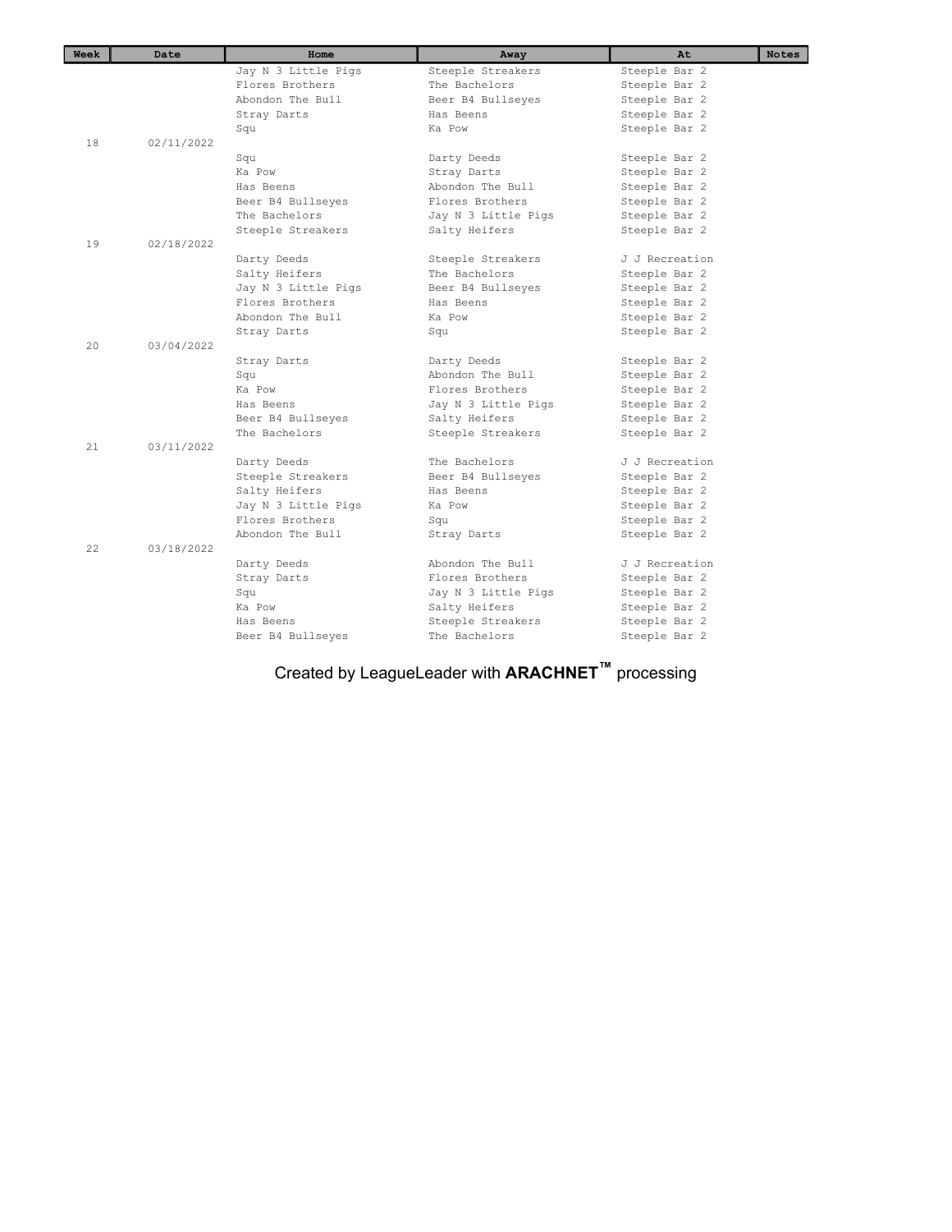| Week | Date | Home | Away | At | Notes |
|---|---|---|---|---|---|
| | | Jay N 3 Little Pigs | Steeple Streakers | Steeple Bar 2 | |
| | | Flores Brothers | The Bachelors | Steeple Bar 2 | |
| | | Abondon The Bull | Beer B4 Bullseyes | Steeple Bar 2 | |
| | | Stray Darts | Has Beens | Steeple Bar 2 | |
| | | Squ | Ka Pow | Steeple Bar 2 | |
| 18 | 02/11/2022 | | | | |
| | | Squ | Darty Deeds | Steeple Bar 2 | |
| | | Ka Pow | Stray Darts | Steeple Bar 2 | |
| | | Has Beens | Abondon The Bull | Steeple Bar 2 | |
| | | Beer B4 Bullseyes | Flores Brothers | Steeple Bar 2 | |
| | | The Bachelors | Jay N 3 Little Pigs | Steeple Bar 2 | |
| | | Steeple Streakers | Salty Heifers | Steeple Bar 2 | |
| 19 | 02/18/2022 | | | | |
| | | Darty Deeds | Steeple Streakers | J J Recreation | |
| | | Salty Heifers | The Bachelors | Steeple Bar 2 | |
| | | Jay N 3 Little Pigs | Beer B4 Bullseyes | Steeple Bar 2 | |
| | | Flores Brothers | Has Beens | Steeple Bar 2 | |
| | | Abondon The Bull | Ka Pow | Steeple Bar 2 | |
| | | Stray Darts | Squ | Steeple Bar 2 | |
| 20 | 03/04/2022 | | | | |
| | | Stray Darts | Darty Deeds | Steeple Bar 2 | |
| | | Squ | Abondon The Bull | Steeple Bar 2 | |
| | | Ka Pow | Flores Brothers | Steeple Bar 2 | |
| | | Has Beens | Jay N 3 Little Pigs | Steeple Bar 2 | |
| | | Beer B4 Bullseyes | Salty Heifers | Steeple Bar 2 | |
| | | The Bachelors | Steeple Streakers | Steeple Bar 2 | |
| 21 | 03/11/2022 | | | | |
| | | Darty Deeds | The Bachelors | J J Recreation | |
| | | Steeple Streakers | Beer B4 Bullseyes | Steeple Bar 2 | |
| | | Salty Heifers | Has Beens | Steeple Bar 2 | |
| | | Jay N 3 Little Pigs | Ka Pow | Steeple Bar 2 | |
| | | Flores Brothers | Squ | Steeple Bar 2 | |
| | | Abondon The Bull | Stray Darts | Steeple Bar 2 | |
| 22 | 03/18/2022 | | | | |
| | | Darty Deeds | Abondon The Bull | J J Recreation | |
| | | Stray Darts | Flores Brothers | Steeple Bar 2 | |
| | | Squ | Jay N 3 Little Pigs | Steeple Bar 2 | |
| | | Ka Pow | Salty Heifers | Steeple Bar 2 | |
| | | Has Beens | Steeple Streakers | Steeple Bar 2 | |
| | | Beer B4 Bullseyes | The Bachelors | Steeple Bar 2 | |

Created by LeagueLeader with **ARACHNET™** processing